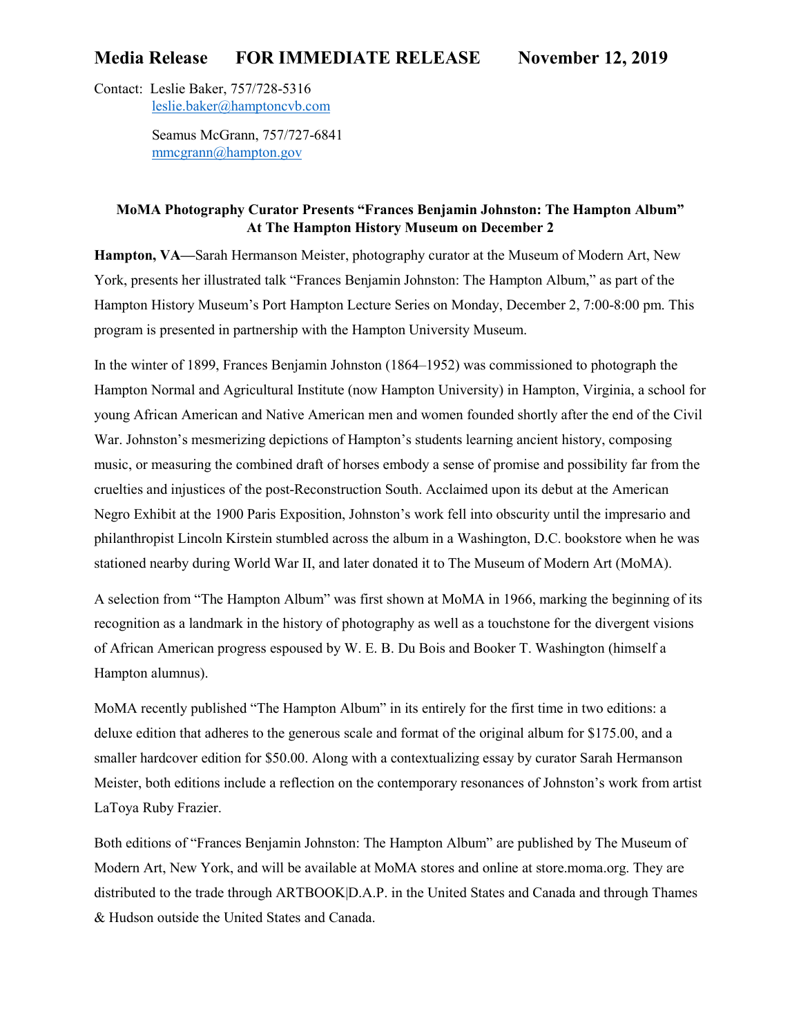**Media Release FOR IMMEDIATE RELEASE November 12, 2019**

Contact: Leslie Baker, 757/728-5316
leslie.baker@hamptoncvb.com

Seamus McGrann, 757/727-6841
mmcgrann@hampton.gov

**MoMA Photography Curator Presents "Frances Benjamin Johnston: The Hampton Album" At The Hampton History Museum on December 2**

**Hampton, VA—**Sarah Hermanson Meister, photography curator at the Museum of Modern Art, New York, presents her illustrated talk "Frances Benjamin Johnston: The Hampton Album," as part of the Hampton History Museum's Port Hampton Lecture Series on Monday, December 2, 7:00-8:00 pm. This program is presented in partnership with the Hampton University Museum.

In the winter of 1899, Frances Benjamin Johnston (1864–1952) was commissioned to photograph the Hampton Normal and Agricultural Institute (now Hampton University) in Hampton, Virginia, a school for young African American and Native American men and women founded shortly after the end of the Civil War. Johnston's mesmerizing depictions of Hampton's students learning ancient history, composing music, or measuring the combined draft of horses embody a sense of promise and possibility far from the cruelties and injustices of the post-Reconstruction South. Acclaimed upon its debut at the American Negro Exhibit at the 1900 Paris Exposition, Johnston's work fell into obscurity until the impresario and philanthropist Lincoln Kirstein stumbled across the album in a Washington, D.C. bookstore when he was stationed nearby during World War II, and later donated it to The Museum of Modern Art (MoMA).

A selection from "The Hampton Album" was first shown at MoMA in 1966, marking the beginning of its recognition as a landmark in the history of photography as well as a touchstone for the divergent visions of African American progress espoused by W. E. B. Du Bois and Booker T. Washington (himself a Hampton alumnus).

MoMA recently published "The Hampton Album" in its entirely for the first time in two editions: a deluxe edition that adheres to the generous scale and format of the original album for $175.00, and a smaller hardcover edition for $50.00. Along with a contextualizing essay by curator Sarah Hermanson Meister, both editions include a reflection on the contemporary resonances of Johnston's work from artist LaToya Ruby Frazier.

Both editions of "Frances Benjamin Johnston: The Hampton Album" are published by The Museum of Modern Art, New York, and will be available at MoMA stores and online at store.moma.org. They are distributed to the trade through ARTBOOK|D.A.P. in the United States and Canada and through Thames & Hudson outside the United States and Canada.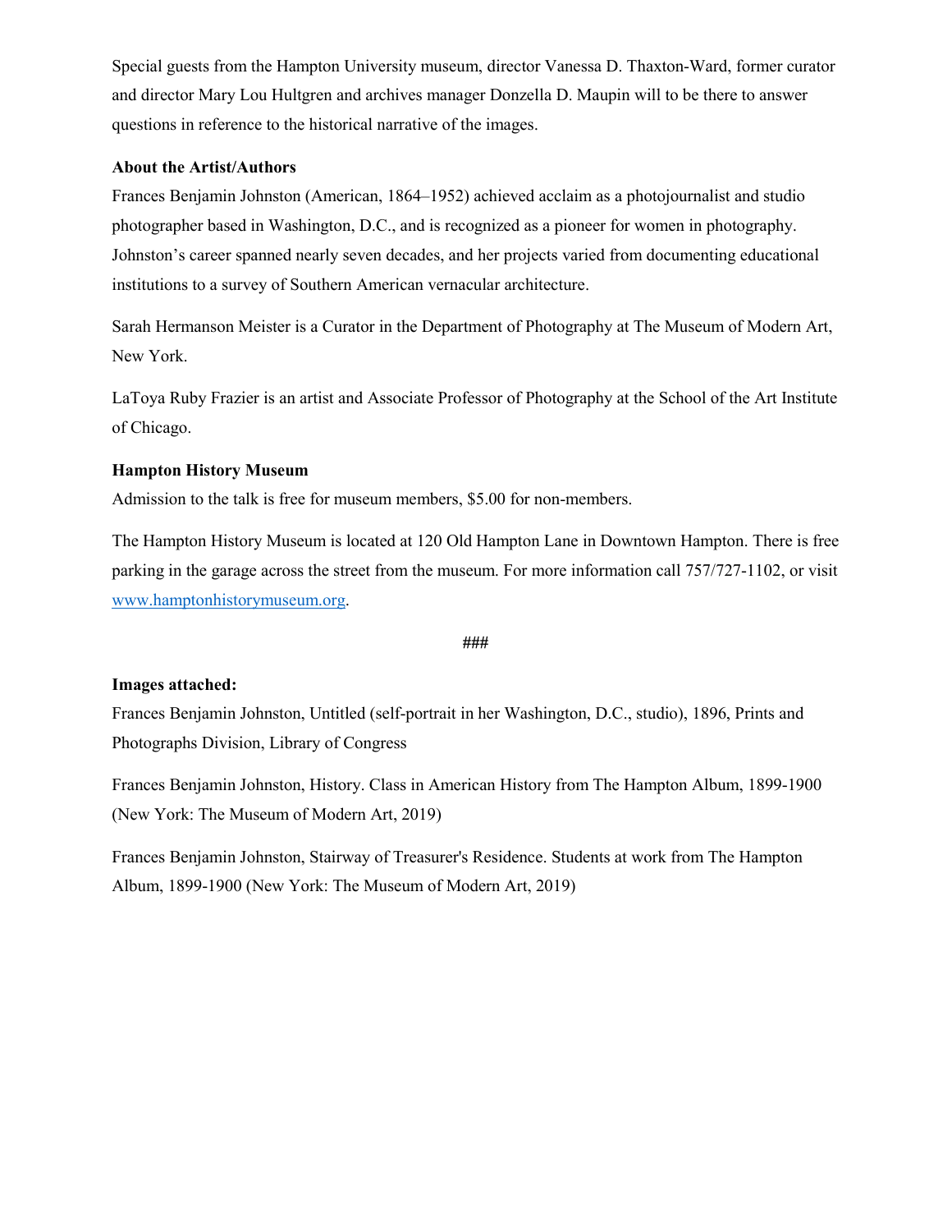Special guests from the Hampton University museum, director Vanessa D. Thaxton-Ward, former curator and director Mary Lou Hultgren and archives manager Donzella D. Maupin will to be there to answer questions in reference to the historical narrative of the images.

**About the Artist/Authors**

Frances Benjamin Johnston (American, 1864–1952) achieved acclaim as a photojournalist and studio photographer based in Washington, D.C., and is recognized as a pioneer for women in photography. Johnston's career spanned nearly seven decades, and her projects varied from documenting educational institutions to a survey of Southern American vernacular architecture.

Sarah Hermanson Meister is a Curator in the Department of Photography at The Museum of Modern Art, New York.

LaToya Ruby Frazier is an artist and Associate Professor of Photography at the School of the Art Institute of Chicago.

**Hampton History Museum**

Admission to the talk is free for museum members, $5.00 for non-members.

The Hampton History Museum is located at 120 Old Hampton Lane in Downtown Hampton. There is free parking in the garage across the street from the museum. For more information call 757/727-1102, or visit [www.hamptonhistorymuseum.org](http://www.hamptonhistorymuseum.org).

###

**Images attached:**

Frances Benjamin Johnston, Untitled (self-portrait in her Washington, D.C., studio), 1896, Prints and Photographs Division, Library of Congress

Frances Benjamin Johnston, History. Class in American History from The Hampton Album, 1899-1900 (New York: The Museum of Modern Art, 2019)

Frances Benjamin Johnston, Stairway of Treasurer's Residence. Students at work from The Hampton Album, 1899-1900 (New York: The Museum of Modern Art, 2019)